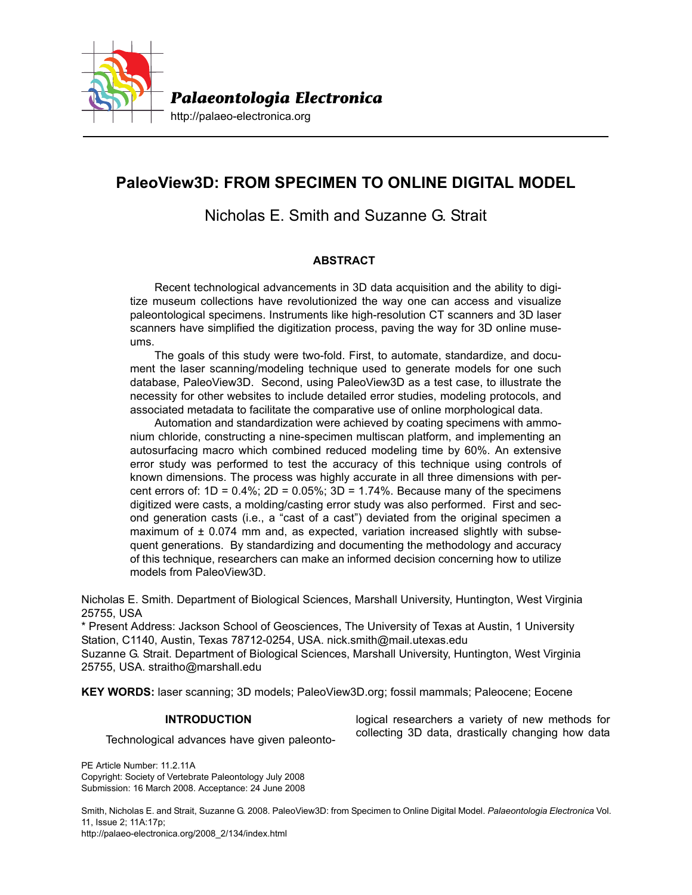Palaeontologia Electronica

http://palaeo-electronica.org

# PaleoView3D: FROM SPECIMEN TO ONLINE DIGITAL MODEL

Nicholas E. Smith and Suzanne G. Strait

## ABSTRACT

Recent technological advancements in 3D data acquisition and the ability to digitize museum collections have revolutionized the way one can access and visualize paleontological specimens. Instruments like high-resolution CT scanners and 3D laser scanners have simplified the digitization process, paving the way for 3D online museums.

The goals of this study were two-fold. First, to automate, standardize, and document the laser scanning/modeling technique used to generate models for one such database, PaleoView3D. Second, using PaleoView3D as a test case, to illustrate the necessity for other websites to include detailed error studies, modeling protocols, and associated metadata to facilitate the comparative use of online morphological data.

Automation and standardization were achieved by coating specimens with ammonium chloride, constructing a nine-specimen multiscan platform, and implementing an autosurfacing macro which combined reduced modeling time by 60%. An extensive error study was performed to test the accuracy of this technique using controls of known dimensions. The process was highly accurate in all three dimensions with percent errors of: 1D = 0.4%; 2D = 0.05%; 3D = 1.74%. Because many of the specimens digitized were casts, a molding/casting error study was also performed. First and second generation casts (i.e., a "cast of a cast") deviated from the original specimen a maximum of ± 0.074 mm and, as expected, variation increased slightly with subsequent generations. By standardizing and documenting the methodology and accuracy of this technique, researchers can make an informed decision concerning how to utilize models from PaleoView3D.

Nicholas E. Smith. Department of Biological Sciences, Marshall University, Huntington, West Virginia 25755, USA

* Present Address: Jackson School of Geosciences, The University of Texas at Austin, 1 University Station, C1140, Austin, Texas 78712-0254, USA. nick.smith@mail.utexas.edu

Suzanne G. Strait. Department of Biological Sciences, Marshall University, Huntington, West Virginia 25755, USA. straitho@marshall.edu

**KEY WORDS:** laser scanning; 3D models; PaleoView3D.org; fossil mammals; Paleocene; Eocene

## INTRODUCTION

Technological advances have given paleontological researchers a variety of new methods for collecting 3D data, drastically changing how data

PE Article Number: 11.2.11A
Copyright: Society of Vertebrate Paleontology July 2008
Submission: 16 March 2008. Acceptance: 24 June 2008

Smith, Nicholas E. and Strait, Suzanne G. 2008. PaleoView3D: from Specimen to Online Digital Model. *Palaeontologia Electronica* Vol. 11, Issue 2; 11A:17p;
http://palaeo-electronica.org/2008_2/134/index.html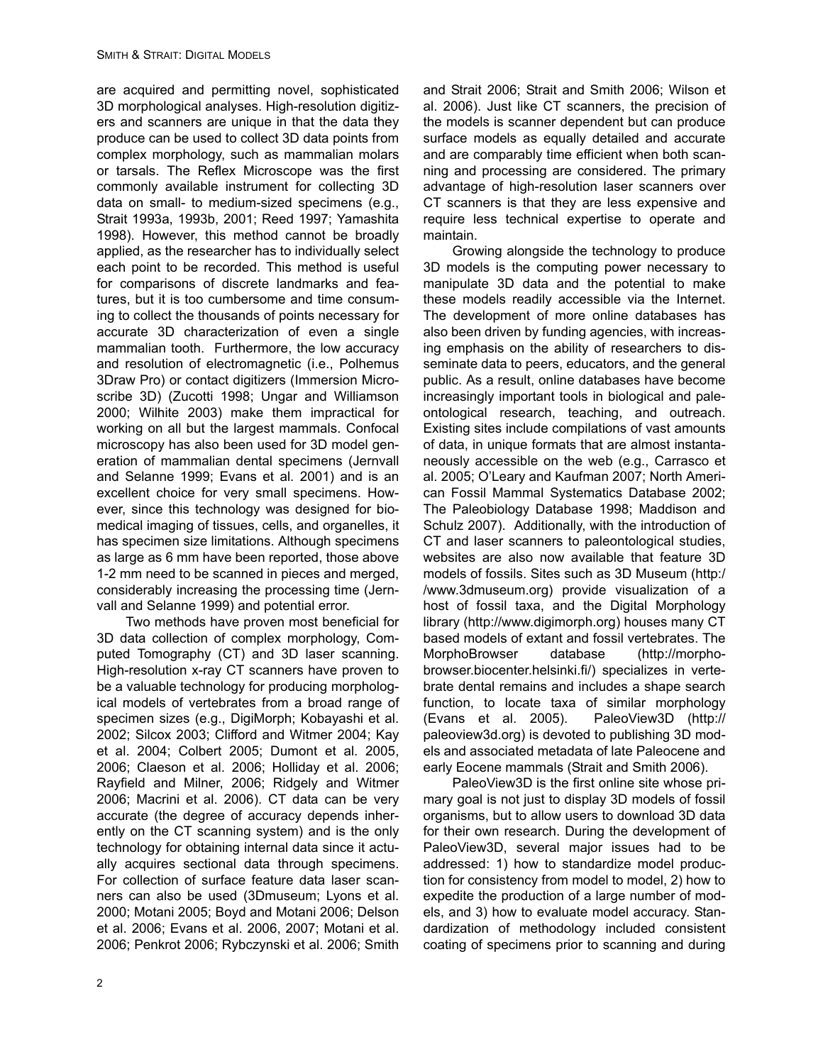are acquired and permitting novel, sophisticated 3D morphological analyses. High-resolution digitizers and scanners are unique in that the data they produce can be used to collect 3D data points from complex morphology, such as mammalian molars or tarsals. The Reflex Microscope was the first commonly available instrument for collecting 3D data on small- to medium-sized specimens (e.g., Strait 1993a, 1993b, 2001; Reed 1997; Yamashita 1998). However, this method cannot be broadly applied, as the researcher has to individually select each point to be recorded. This method is useful for comparisons of discrete landmarks and features, but it is too cumbersome and time consuming to collect the thousands of points necessary for accurate 3D characterization of even a single mammalian tooth. Furthermore, the low accuracy and resolution of electromagnetic (i.e., Polhemus 3Draw Pro) or contact digitizers (Immersion Microscribe 3D) (Zucotti 1998; Ungar and Williamson 2000; Wilhite 2003) make them impractical for working on all but the largest mammals. Confocal microscopy has also been used for 3D model generation of mammalian dental specimens (Jernvall and Selanne 1999; Evans et al. 2001) and is an excellent choice for very small specimens. However, since this technology was designed for biomedical imaging of tissues, cells, and organelles, it has specimen size limitations. Although specimens as large as 6 mm have been reported, those above 1-2 mm need to be scanned in pieces and merged, considerably increasing the processing time (Jernvall and Selanne 1999) and potential error.

Two methods have proven most beneficial for 3D data collection of complex morphology, Computed Tomography (CT) and 3D laser scanning. High-resolution x-ray CT scanners have proven to be a valuable technology for producing morphological models of vertebrates from a broad range of specimen sizes (e.g., DigiMorph; Kobayashi et al. 2002; Silcox 2003; Clifford and Witmer 2004; Kay et al. 2004; Colbert 2005; Dumont et al. 2005, 2006; Claeson et al. 2006; Holliday et al. 2006; Rayfield and Milner, 2006; Ridgely and Witmer 2006; Macrini et al. 2006). CT data can be very accurate (the degree of accuracy depends inherently on the CT scanning system) and is the only technology for obtaining internal data since it actually acquires sectional data through specimens. For collection of surface feature data laser scanners can also be used (3Dmuseum; Lyons et al. 2000; Motani 2005; Boyd and Motani 2006; Delson et al. 2006; Evans et al. 2006, 2007; Motani et al. 2006; Penkrot 2006; Rybczynski et al. 2006; Smith and Strait 2006; Strait and Smith 2006; Wilson et al. 2006). Just like CT scanners, the precision of the models is scanner dependent but can produce surface models as equally detailed and accurate and are comparably time efficient when both scanning and processing are considered. The primary advantage of high-resolution laser scanners over CT scanners is that they are less expensive and require less technical expertise to operate and maintain.

Growing alongside the technology to produce 3D models is the computing power necessary to manipulate 3D data and the potential to make these models readily accessible via the Internet. The development of more online databases has also been driven by funding agencies, with increasing emphasis on the ability of researchers to disseminate data to peers, educators, and the general public. As a result, online databases have become increasingly important tools in biological and paleontological research, teaching, and outreach. Existing sites include compilations of vast amounts of data, in unique formats that are almost instantaneously accessible on the web (e.g., Carrasco et al. 2005; O'Leary and Kaufman 2007; North American Fossil Mammal Systematics Database 2002; The Paleobiology Database 1998; Maddison and Schulz 2007). Additionally, with the introduction of CT and laser scanners to paleontological studies, websites are also now available that feature 3D models of fossils. Sites such as 3D Museum (http://www.3dmuseum.org) provide visualization of a host of fossil taxa, and the Digital Morphology library (http://www.digimorph.org) houses many CT based models of extant and fossil vertebrates. The MorphoBrowser database (http://morphobrowser.biocenter.helsinki.fi/) specializes in vertebrate dental remains and includes a shape search function, to locate taxa of similar morphology (Evans et al. 2005). PaleoView3D (http://paleoview3d.org) is devoted to publishing 3D models and associated metadata of late Paleocene and early Eocene mammals (Strait and Smith 2006).

PaleoView3D is the first online site whose primary goal is not just to display 3D models of fossil organisms, but to allow users to download 3D data for their own research. During the development of PaleoView3D, several major issues had to be addressed: 1) how to standardize model production for consistency from model to model, 2) how to expedite the production of a large number of models, and 3) how to evaluate model accuracy. Standardization of methodology included consistent coating of specimens prior to scanning and during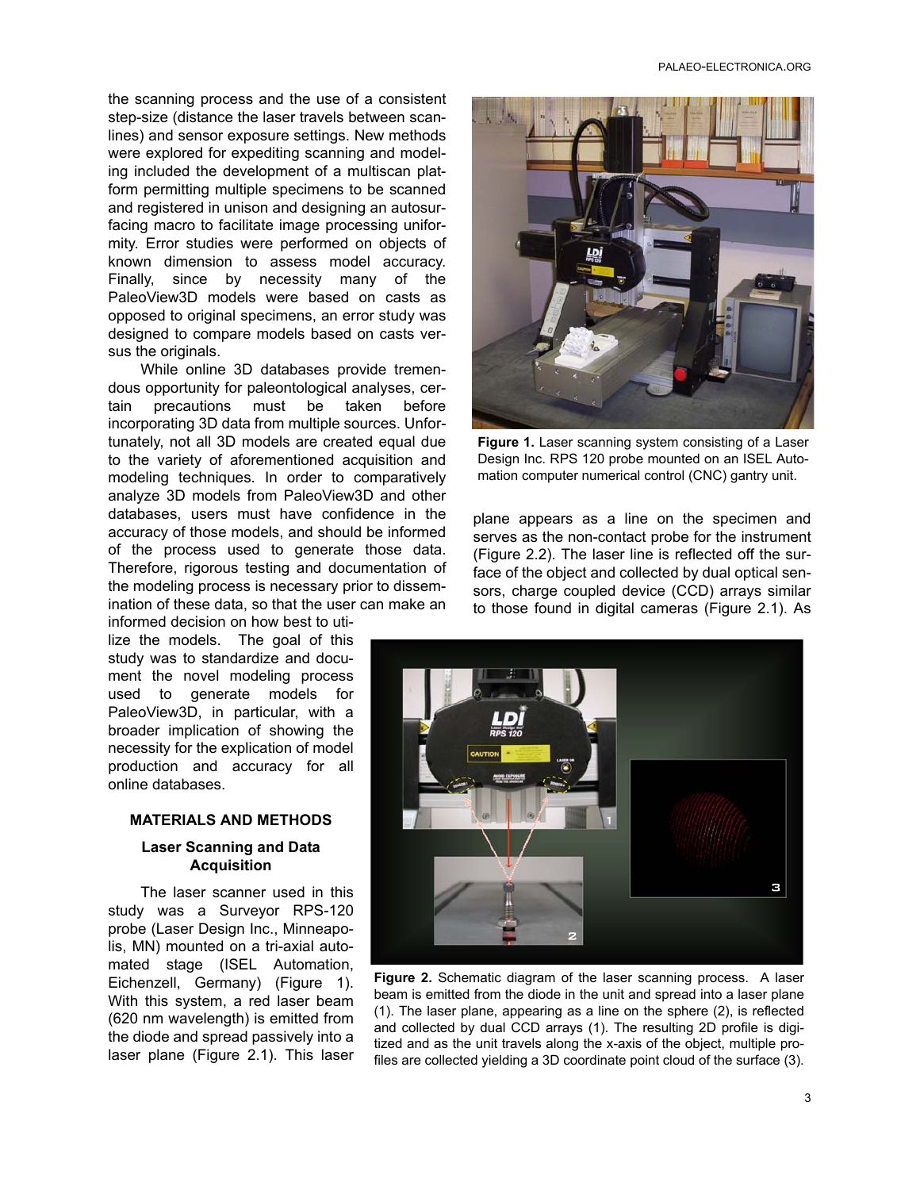the scanning process and the use of a consistent step-size (distance the laser travels between scan-lines) and sensor exposure settings. New methods were explored for expediting scanning and modeling included the development of a multiscan platform permitting multiple specimens to be scanned and registered in unison and designing an autosurfacing macro to facilitate image processing uniformity. Error studies were performed on objects of known dimension to assess model accuracy. Finally, since by necessity many of the PaleoView3D models were based on casts as opposed to original specimens, an error study was designed to compare models based on casts versus the originals.

While online 3D databases provide tremendous opportunity for paleontological analyses, certain precautions must be taken before incorporating 3D data from multiple sources. Unfortunately, not all 3D models are created equal due to the variety of aforementioned acquisition and modeling techniques. In order to comparatively analyze 3D models from PaleoView3D and other databases, users must have confidence in the accuracy of those models, and should be informed of the process used to generate those data. Therefore, rigorous testing and documentation of the modeling process is necessary prior to dissemination of these data, so that the user can make an informed decision on how best to utilize the models. The goal of this study was to standardize and document the novel modeling process used to generate models for PaleoView3D, in particular, with a broader implication of showing the necessity for the explication of model production and accuracy for all online databases.

## MATERIALS AND METHODS

### Laser Scanning and Data Acquisition

The laser scanner used in this study was a Surveyor RPS-120 probe (Laser Design Inc., Minneapolis, MN) mounted on a tri-axial automated stage (ISEL Automation, Eichenzell, Germany) (Figure 1). With this system, a red laser beam (620 nm wavelength) is emitted from the diode and spread passively into a laser plane (Figure 2.1). This laser plane appears as a line on the specimen and serves as the non-contact probe for the instrument (Figure 2.2). The laser line is reflected off the surface of the object and collected by dual optical sensors, charge coupled device (CCD) arrays similar to those found in digital cameras (Figure 2.1). As

**Figure 1.** Laser scanning system consisting of a Laser Design Inc. RPS 120 probe mounted on an ISEL Automation computer numerical control (CNC) gantry unit.

**Figure 2.** Schematic diagram of the laser scanning process. A laser beam is emitted from the diode in the unit and spread into a laser plane (1). The laser plane, appearing as a line on the sphere (2), is reflected and collected by dual CCD arrays (1). The resulting 2D profile is digitized and as the unit travels along the x-axis of the object, multiple profiles are collected yielding a 3D coordinate point cloud of the surface (3).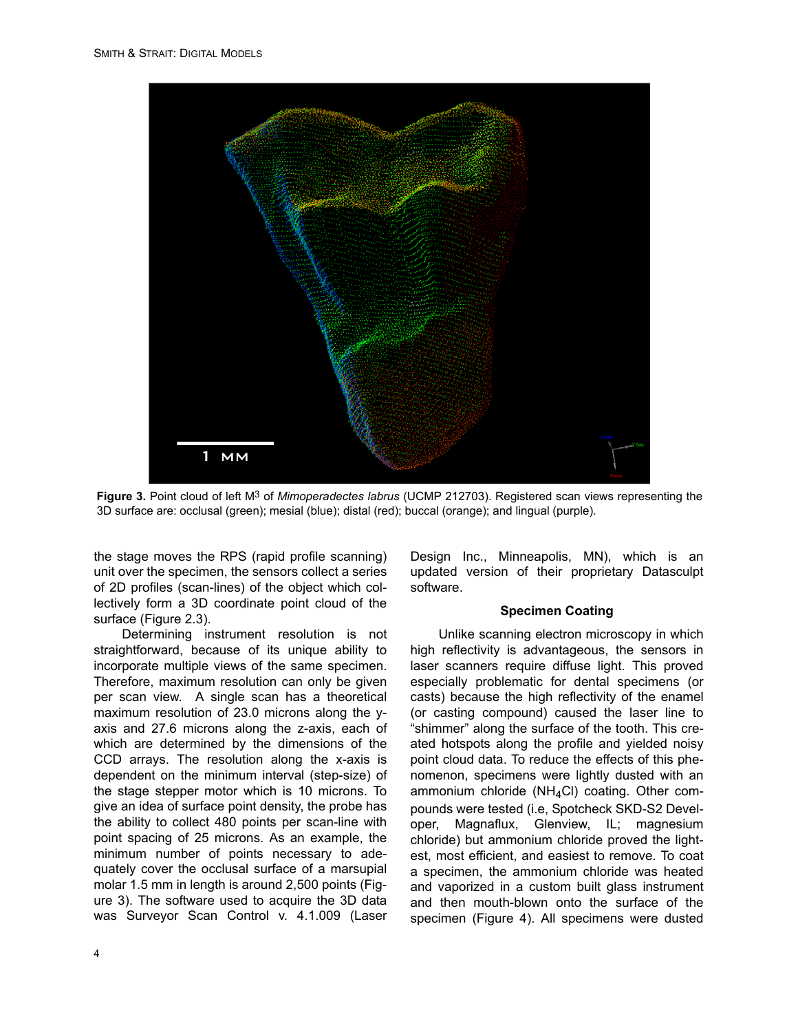**Figure 3.** Point cloud of left $M^3$ of *Mimoperadectes labrus* (UCMP 212703). Registered scan views representing the 3D surface are: occlusal (green); mesial (blue); distal (red); buccal (orange); and lingual (purple).

the stage moves the RPS (rapid profile scanning) unit over the specimen, the sensors collect a series of 2D profiles (scan-lines) of the object which collectively form a 3D coordinate point cloud of the surface (Figure 2.3).

Determining instrument resolution is not straightforward, because of its unique ability to incorporate multiple views of the same specimen. Therefore, maximum resolution can only be given per scan view. A single scan has a theoretical maximum resolution of 23.0 microns along the y-axis and 27.6 microns along the z-axis, each of which are determined by the dimensions of the CCD arrays. The resolution along the x-axis is dependent on the minimum interval (step-size) of the stage stepper motor which is 10 microns. To give an idea of surface point density, the probe has the ability to collect 480 points per scan-line with point spacing of 25 microns. As an example, the minimum number of points necessary to adequately cover the occlusal surface of a marsupial molar 1.5 mm in length is around 2,500 points (Figure 3). The software used to acquire the 3D data was Surveyor Scan Control v. 4.1.009 (Laser Design Inc., Minneapolis, MN), which is an updated version of their proprietary Datasculpt software.

### Specimen Coating

Unlike scanning electron microscopy in which high reflectivity is advantageous, the sensors in laser scanners require diffuse light. This proved especially problematic for dental specimens (or casts) because the high reflectivity of the enamel (or casting compound) caused the laser line to "shimmer" along the surface of the tooth. This created hotspots along the profile and yielded noisy point cloud data. To reduce the effects of this phenomenon, specimens were lightly dusted with an ammonium chloride ($NH_4Cl$) coating. Other compounds were tested (i.e, Spotcheck SKD-S2 Developer, Magnaflux, Glenview, IL; magnesium chloride) but ammonium chloride proved the lightest, most efficient, and easiest to remove. To coat a specimen, the ammonium chloride was heated and vaporized in a custom built glass instrument and then mouth-blown onto the surface of the specimen (Figure 4). All specimens were dusted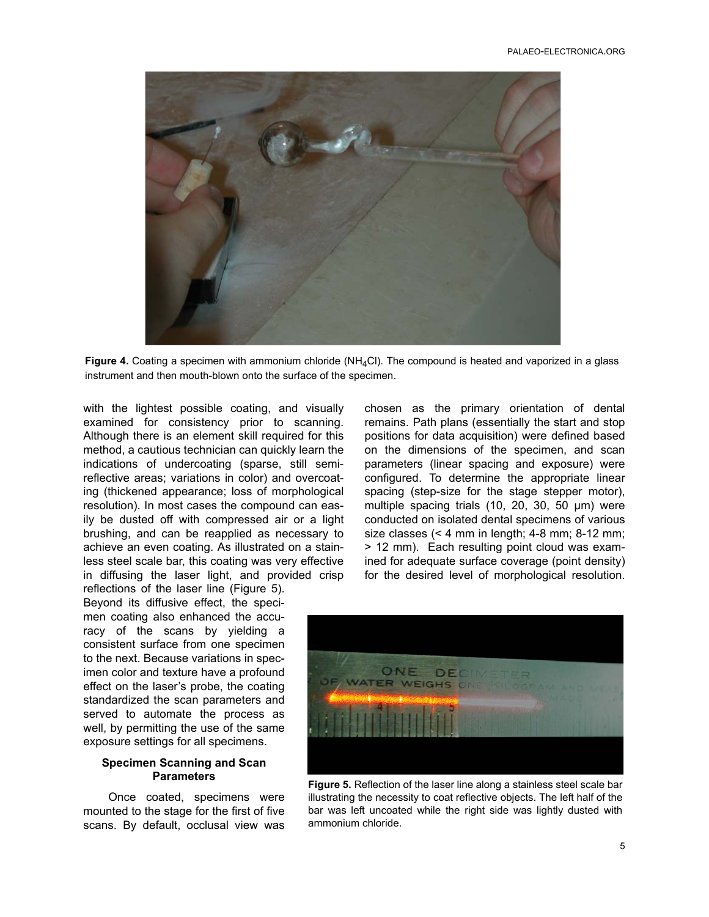**Figure 4.** Coating a specimen with ammonium chloride ($NH_4Cl$). The compound is heated and vaporized in a glass instrument and then mouth-blown onto the surface of the specimen.

with the lightest possible coating, and visually examined for consistency prior to scanning. Although there is an element skill required for this method, a cautious technician can quickly learn the indications of undercoating (sparse, still semi-reflective areas; variations in color) and overcoating (thickened appearance; loss of morphological resolution). In most cases the compound can easily be dusted off with compressed air or a light brushing, and can be reapplied as necessary to achieve an even coating. As illustrated on a stainless steel scale bar, this coating was very effective in diffusing the laser light, and provided crisp reflections of the laser line (Figure 5). Beyond its diffusive effect, the specimen coating also enhanced the accuracy of the scans by yielding a consistent surface from one specimen to the next. Because variations in specimen color and texture have a profound effect on the laser's probe, the coating standardized the scan parameters and served to automate the process as well, by permitting the use of the same exposure settings for all specimens.

### Specimen Scanning and Scan Parameters

Once coated, specimens were mounted to the stage for the first of five scans. By default, occlusal view was chosen as the primary orientation of dental remains. Path plans (essentially the start and stop positions for data acquisition) were defined based on the dimensions of the specimen, and scan parameters (linear spacing and exposure) were configured. To determine the appropriate linear spacing (step-size for the stage stepper motor), multiple spacing trials (10, 20, 30, 50 µm) were conducted on isolated dental specimens of various size classes (< 4 mm in length; 4-8 mm; 8-12 mm; > 12 mm). Each resulting point cloud was examined for adequate surface coverage (point density) for the desired level of morphological resolution.

**Figure 5.** Reflection of the laser line along a stainless steel scale bar illustrating the necessity to coat reflective objects. The left half of the bar was left uncoated while the right side was lightly dusted with ammonium chloride.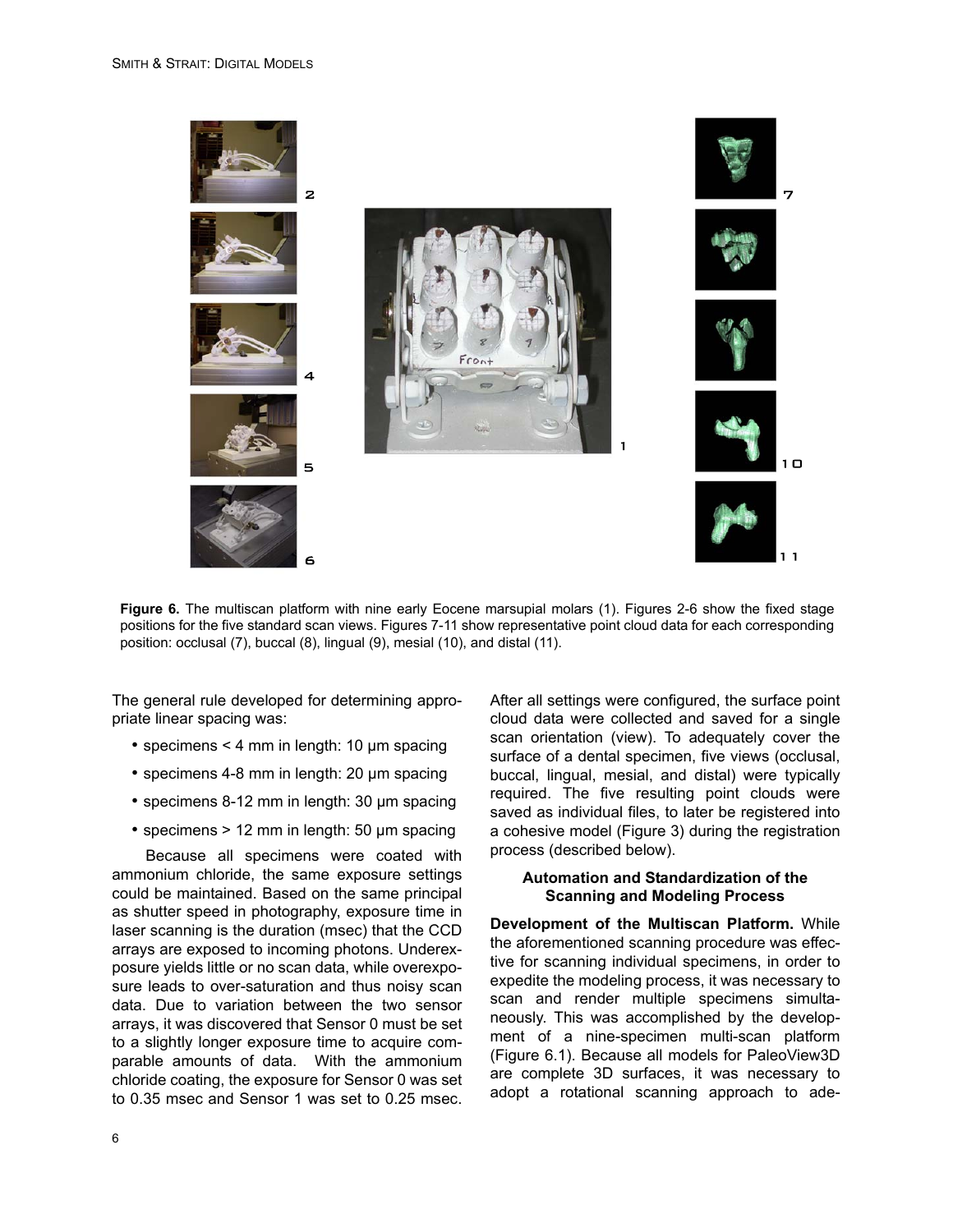**Figure 6.** The multiscan platform with nine early Eocene marsupial molars (1). Figures 2-6 show the fixed stage positions for the five standard scan views. Figures 7-11 show representative point cloud data for each corresponding position: occlusal (7), buccal (8), lingual (9), mesial (10), and distal (11).

The general rule developed for determining appropriate linear spacing was:

- specimens < 4 mm in length: 10 µm spacing
- specimens 4-8 mm in length: 20 µm spacing
- specimens 8-12 mm in length: 30 µm spacing
- specimens > 12 mm in length: 50 µm spacing

Because all specimens were coated with ammonium chloride, the same exposure settings could be maintained. Based on the same principal as shutter speed in photography, exposure time in laser scanning is the duration (msec) that the CCD arrays are exposed to incoming photons. Underexposure yields little or no scan data, while overexposure leads to over-saturation and thus noisy scan data. Due to variation between the two sensor arrays, it was discovered that Sensor 0 must be set to a slightly longer exposure time to acquire comparable amounts of data. With the ammonium chloride coating, the exposure for Sensor 0 was set to 0.35 msec and Sensor 1 was set to 0.25 msec. After all settings were configured, the surface point cloud data were collected and saved for a single scan orientation (view). To adequately cover the surface of a dental specimen, five views (occlusal, buccal, lingual, mesial, and distal) were typically required. The five resulting point clouds were saved as individual files, to later be registered into a cohesive model (Figure 3) during the registration process (described below).

### Automation and Standardization of the Scanning and Modeling Process

**Development of the Multiscan Platform.** While the aforementioned scanning procedure was effective for scanning individual specimens, in order to expedite the modeling process, it was necessary to scan and render multiple specimens simultaneously. This was accomplished by the development of a nine-specimen multi-scan platform (Figure 6.1). Because all models for PaleoView3D are complete 3D surfaces, it was necessary to adopt a rotational scanning approach to ade-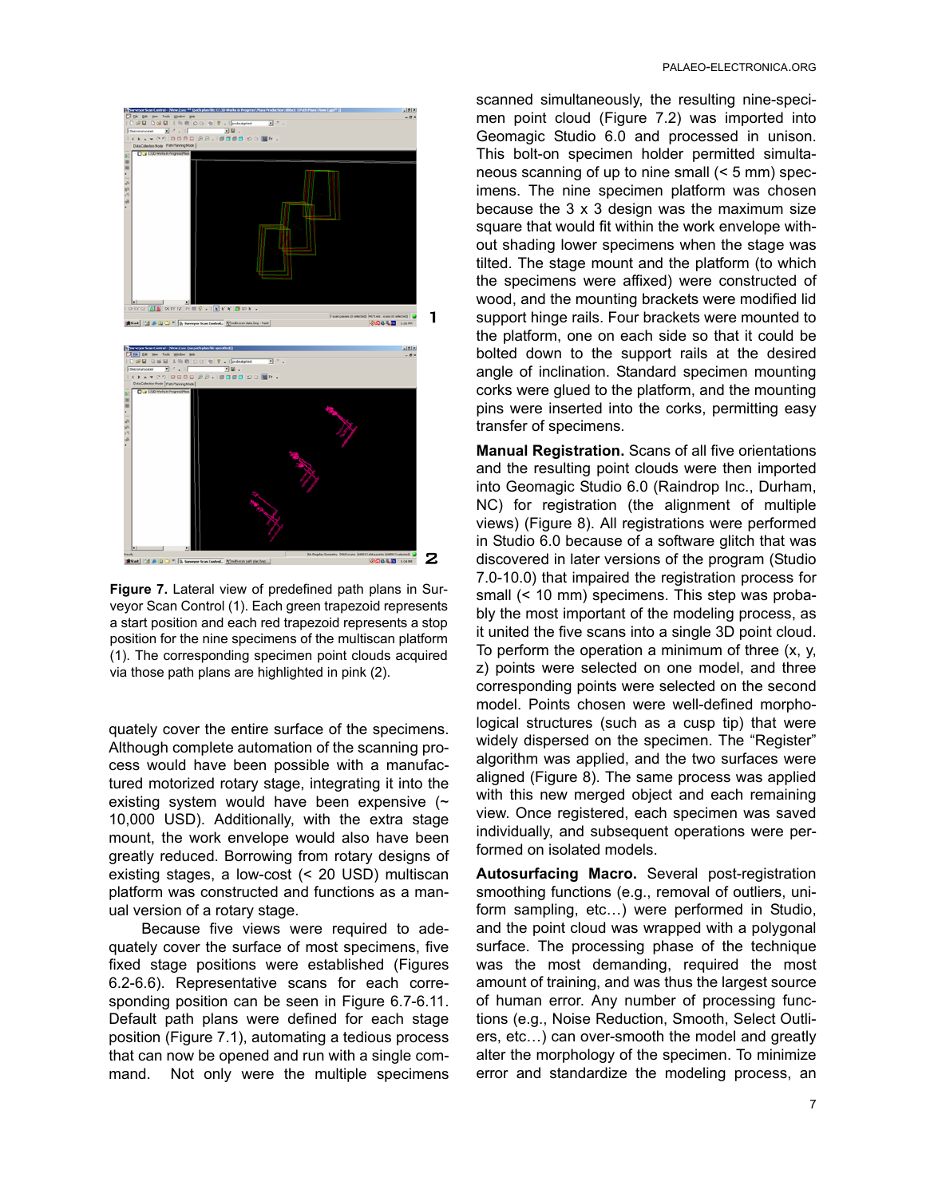**Figure 7.** Lateral view of predefined path plans in Surveyor Scan Control (1). Each green trapezoid represents a start position and each red trapezoid represents a stop position for the nine specimens of the multiscan platform (1). The corresponding specimen point clouds acquired via those path plans are highlighted in pink (2).

quately cover the entire surface of the specimens. Although complete automation of the scanning process would have been possible with a manufactured motorized rotary stage, integrating it into the existing system would have been expensive (~ 10,000 USD). Additionally, with the extra stage mount, the work envelope would also have been greatly reduced. Borrowing from rotary designs of existing stages, a low-cost (< 20 USD) multiscan platform was constructed and functions as a manual version of a rotary stage.

Because five views were required to adequately cover the surface of most specimens, five fixed stage positions were established (Figures 6.2-6.6). Representative scans for each corresponding position can be seen in Figure 6.7-6.11. Default path plans were defined for each stage position (Figure 7.1), automating a tedious process that can now be opened and run with a single command. Not only were the multiple specimens scanned simultaneously, the resulting nine-specimen point cloud (Figure 7.2) was imported into Geomagic Studio 6.0 and processed in unison. This bolt-on specimen holder permitted simultaneous scanning of up to nine small (< 5 mm) specimens. The nine specimen platform was chosen because the 3 x 3 design was the maximum size square that would fit within the work envelope without shading lower specimens when the stage was tilted. The stage mount and the platform (to which the specimens were affixed) were constructed of wood, and the mounting brackets were modified lid support hinge rails. Four brackets were mounted to the platform, one on each side so that it could be bolted down to the support rails at the desired angle of inclination. Standard specimen mounting corks were glued to the platform, and the mounting pins were inserted into the corks, permitting easy transfer of specimens.

**Manual Registration.** Scans of all five orientations and the resulting point clouds were then imported into Geomagic Studio 6.0 (Raindrop Inc., Durham, NC) for registration (the alignment of multiple views) (Figure 8). All registrations were performed in Studio 6.0 because of a software glitch that was discovered in later versions of the program (Studio 7.0-10.0) that impaired the registration process for small (< 10 mm) specimens. This step was probably the most important of the modeling process, as it united the five scans into a single 3D point cloud. To perform the operation a minimum of three (x, y, z) points were selected on one model, and three corresponding points were selected on the second model. Points chosen were well-defined morphological structures (such as a cusp tip) that were widely dispersed on the specimen. The "Register" algorithm was applied, and the two surfaces were aligned (Figure 8). The same process was applied with this new merged object and each remaining view. Once registered, each specimen was saved individually, and subsequent operations were performed on isolated models.

**Autosurfacing Macro.** Several post-registration smoothing functions (e.g., removal of outliers, uniform sampling, etc…) were performed in Studio, and the point cloud was wrapped with a polygonal surface. The processing phase of the technique was the most demanding, required the most amount of training, and was thus the largest source of human error. Any number of processing functions (e.g., Noise Reduction, Smooth, Select Outliers, etc…) can over-smooth the model and greatly alter the morphology of the specimen. To minimize error and standardize the modeling process, an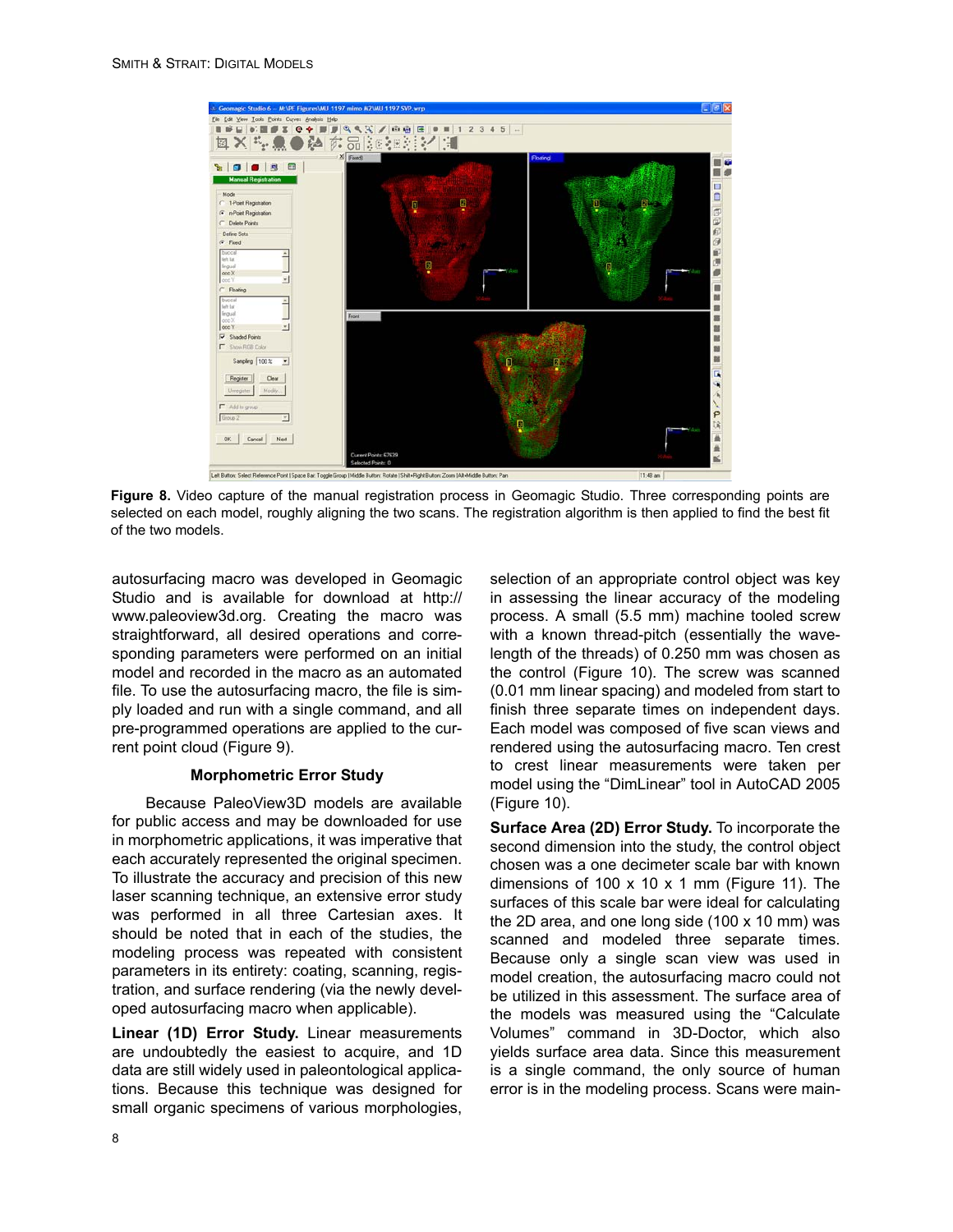Figure 8. Video capture of the manual registration process in Geomagic Studio. Three corresponding points are selected on each model, roughly aligning the two scans. The registration algorithm is then applied to find the best fit of the two models.

autosurfacing macro was developed in Geomagic Studio and is available for download at http://www.paleoview3d.org. Creating the macro was straightforward, all desired operations and corresponding parameters were performed on an initial model and recorded in the macro as an automated file. To use the autosurfacing macro, the file is simply loaded and run with a single command, and all pre-programmed operations are applied to the current point cloud (Figure 9).

### Morphometric Error Study

Because PaleoView3D models are available for public access and may be downloaded for use in morphometric applications, it was imperative that each accurately represented the original specimen. To illustrate the accuracy and precision of this new laser scanning technique, an extensive error study was performed in all three Cartesian axes. It should be noted that in each of the studies, the modeling process was repeated with consistent parameters in its entirety: coating, scanning, registration, and surface rendering (via the newly developed autosurfacing macro when applicable).

**Linear (1D) Error Study.** Linear measurements are undoubtedly the easiest to acquire, and 1D data are still widely used in paleontological applications. Because this technique was designed for small organic specimens of various morphologies, selection of an appropriate control object was key in assessing the linear accuracy of the modeling process. A small (5.5 mm) machine tooled screw with a known thread-pitch (essentially the wavelength of the threads) of 0.250 mm was chosen as the control (Figure 10). The screw was scanned (0.01 mm line spacing) and modeled from start to finish three separate times on independent days. Each model was composed of five scan views and rendered using the autosurfacing macro. Ten crest to crest linear measurements were taken per model using the "DimLinear" tool in AutoCAD 2005 (Figure 10).

**Surface Area (2D) Error Study.** To incorporate the second dimension into the study, the control object chosen was a one decimeter scale bar with known dimensions of 100 x 10 x 1 mm (Figure 11). The surfaces of this scale bar were ideal for calculating the 2D area, and one long side (100 x 10 mm) was scanned and modeled three separate times. Because only a single scan view was used in model creation, the autosurfacing macro could not be utilized in this assessment. The surface area of the models was measured using the "Calculate Volumes" command in 3D-Doctor, which also yields surface area data. Since this measurement is a single command, the only source of human error is in the modeling process. Scans were main-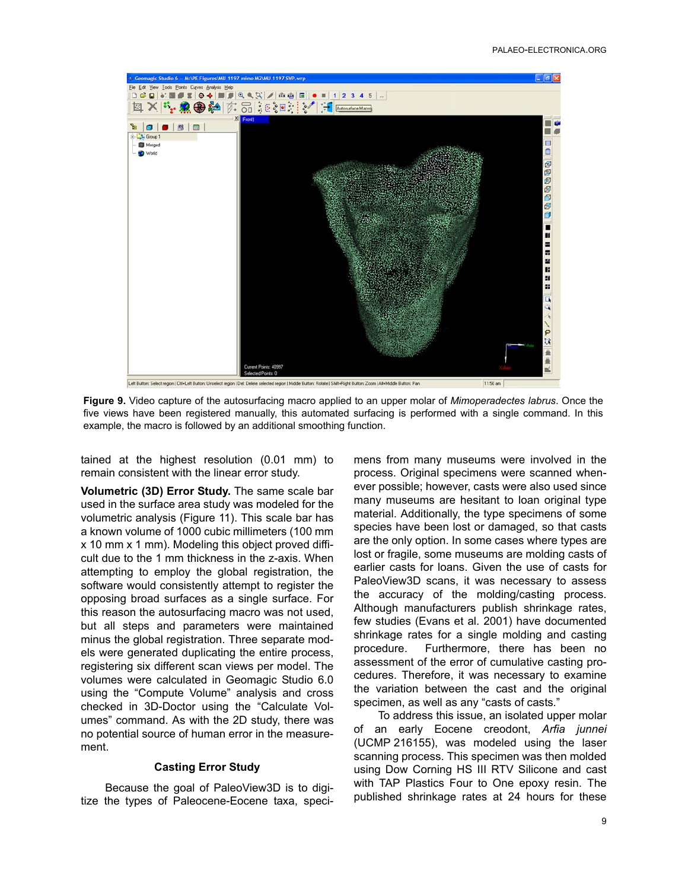**Figure 9.** Video capture of the autosurfacing macro applied to an upper molar of *Mimoperadectes labrus*. Once the five views have been registered manually, this automated surfacing is performed with a single command. In this example, the macro is followed by an additional smoothing function.

tained at the highest resolution (0.01 mm) to remain consistent with the linear error study.

**Volumetric (3D) Error Study.** The same scale bar used in the surface area study was modeled for the volumetric analysis (Figure 11). This scale bar has a known volume of 1000 cubic millimeters (100 mm x 10 mm x 1 mm). Modeling this object proved difficult due to the 1 mm thickness in the z-axis. When attempting to employ the global registration, the software would consistently attempt to register the opposing broad surfaces as a single surface. For this reason the autosurfacing macro was not used, but all steps and parameters were maintained minus the global registration. Three separate models were generated duplicating the entire process, registering six different scan views per model. The volumes were calculated in Geomagic Studio 6.0 using the "Compute Volume" analysis and cross checked in 3D-Doctor using the "Calculate Volumes" command. As with the 2D study, there was no potential source of human error in the measurement.

### Casting Error Study

Because the goal of PaleoView3D is to digitize the types of Paleocene-Eocene taxa, specimens from many museums were involved in the process. Original specimens were scanned whenever possible; however, casts were also used since many museums are hesitant to loan original type material. Additionally, the type specimens of some species have been lost or damaged, so that casts are the only option. In some cases where types are lost or fragile, some museums are molding casts of earlier casts for loans. Given the use of casts for PaleoView3D scans, it was necessary to assess the accuracy of the molding/casting process. Although manufacturers publish shrinkage rates, few studies (Evans et al. 2001) have documented shrinkage rates for a single molding and casting procedure. Furthermore, there has been no assessment of the error of cumulative casting procedures. Therefore, it was necessary to examine the variation between the cast and the original specimen, as well as any "casts of casts."

To address this issue, an isolated upper molar of an early Eocene creodont, *Arfia junnei* (UCMP 216155), was modeled using the laser scanning process. This specimen was then molded using Dow Corning HS III RTV Silicone and cast with TAP Plastics Four to One epoxy resin. The published shrinkage rates at 24 hours for these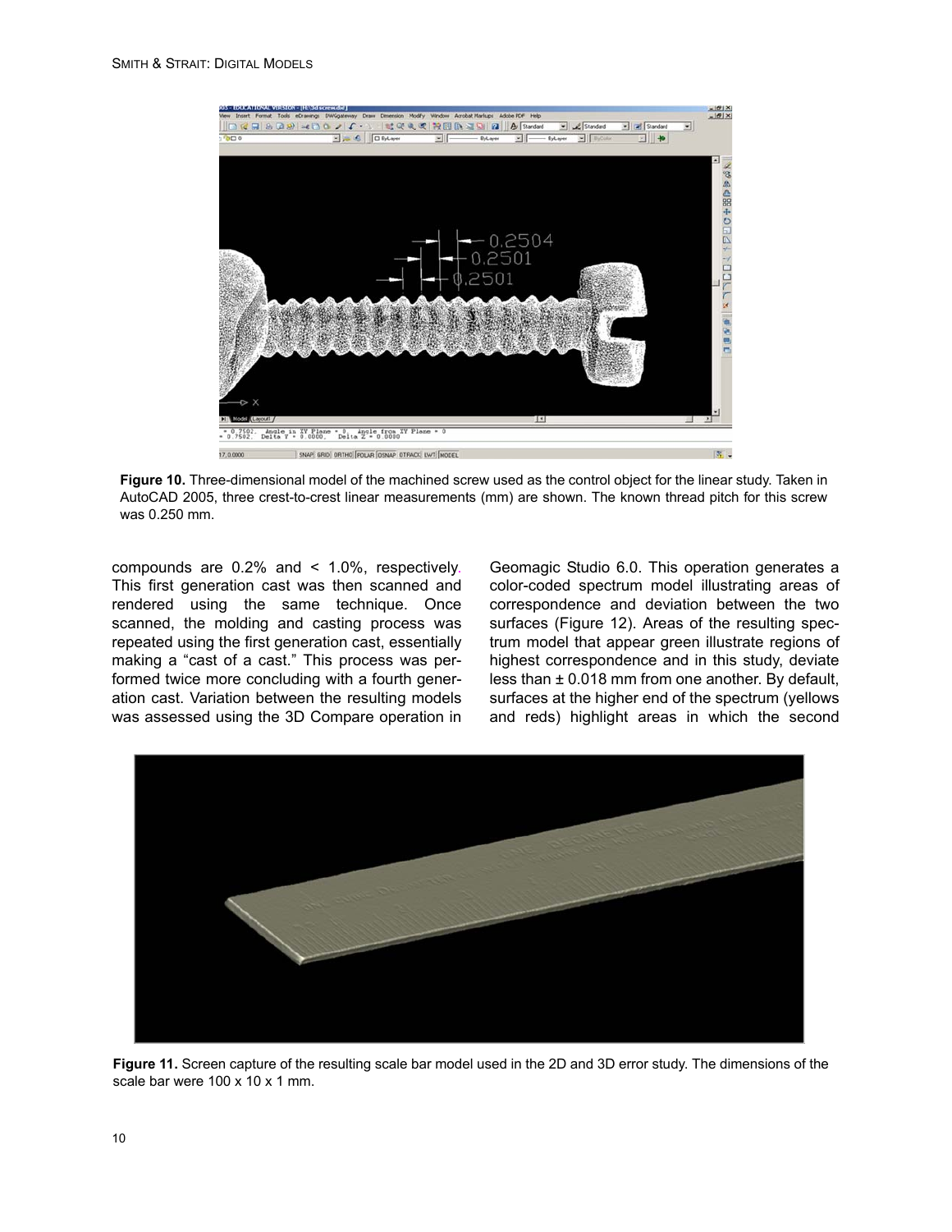**Figure 10.** Three-dimensional model of the machined screw used as the control object for the linear study. Taken in AutoCAD 2005, three crest-to-crest linear measurements (mm) are shown. The known thread pitch for this screw was 0.250 mm.

compounds are 0.2% and < 1.0%, respectively. This first generation cast was then scanned and rendered using the same technique. Once scanned, the molding and casting process was repeated using the first generation cast, essentially making a "cast of a cast." This process was performed twice more concluding with a fourth generation cast. Variation between the resulting models was assessed using the 3D Compare operation in Geomagic Studio 6.0. This operation generates a color-coded spectrum model illustrating areas of correspondence and deviation between the two surfaces (Figure 12). Areas of the resulting spectrum model that appear green illustrate regions of highest correspondence and in this study, deviate less than ± 0.018 mm from one another. By default, surfaces at the higher end of the spectrum (yellows and reds) highlight areas in which the second

**Figure 11.** Screen capture of the resulting scale bar model used in the 2D and 3D error study. The dimensions of the scale bar were 100 x 10 x 1 mm.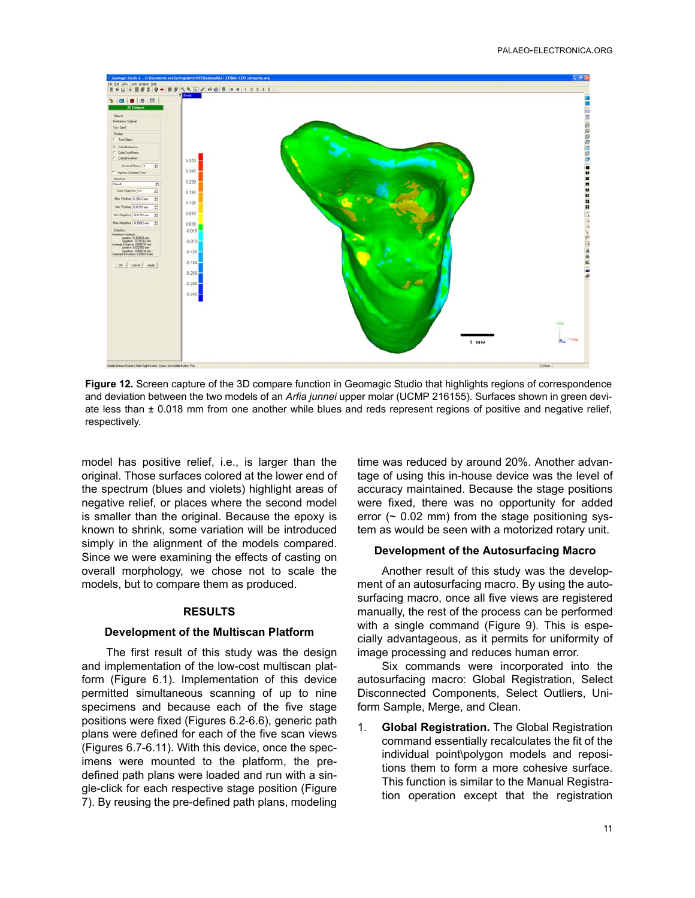**Figure 12.** Screen capture of the 3D compare function in Geomagic Studio that highlights regions of correspondence and deviation between the two models of an *Arfia junnei* upper molar (UCMP 216155). Surfaces shown in green deviate less than ± 0.018 mm from one another while blues and reds represent regions of positive and negative relief, respectively.

model has positive relief, i.e., is larger than the original. Those surfaces colored at the lower end of the spectrum (blues and violets) highlight areas of negative relief, or places where the second model is smaller than the original. Because the epoxy is known to shrink, some variation will be introduced simply in the alignment of the models compared. Since we were examining the effects of casting on overall morphology, we chose not to scale the models, but to compare them as produced.

## RESULTS

### Development of the Multiscan Platform

The first result of this study was the design and implementation of the low-cost multiscan platform (Figure 6.1). Implementation of this device permitted simultaneous scanning of up to nine specimens and because each of the five stage positions were fixed (Figures 6.2-6.6), generic path plans were defined for each of the five scan views (Figures 6.7-6.11). With this device, once the specimens were mounted to the platform, the predefined path plans were loaded and run with a single-click for each respective stage position (Figure 7). By reusing the pre-defined path plans, modeling time was reduced by around 20%. Another advantage of using this in-house device was the level of accuracy maintained. Because the stage positions were fixed, there was no opportunity for added error (~ 0.02 mm) from the stage positioning system as would be seen with a motorized rotary unit.

### Development of the Autosurfacing Macro

Another result of this study was the development of an autosurfacing macro. By using the autosurfacing macro, once all five views are registered manually, the rest of the process can be performed with a single command (Figure 9). This is especially advantageous, as it permits for uniformity of image processing and reduces human error.

Six commands were incorporated into the autosurfacing macro: Global Registration, Select Disconnected Components, Select Outliers, Uniform Sample, Merge, and Clean.

1. **Global Registration.** The Global Registration command essentially recalculates the fit of the individual point\polygon models and repositions them to form a more cohesive surface. This function is similar to the Manual Registration operation except that the registration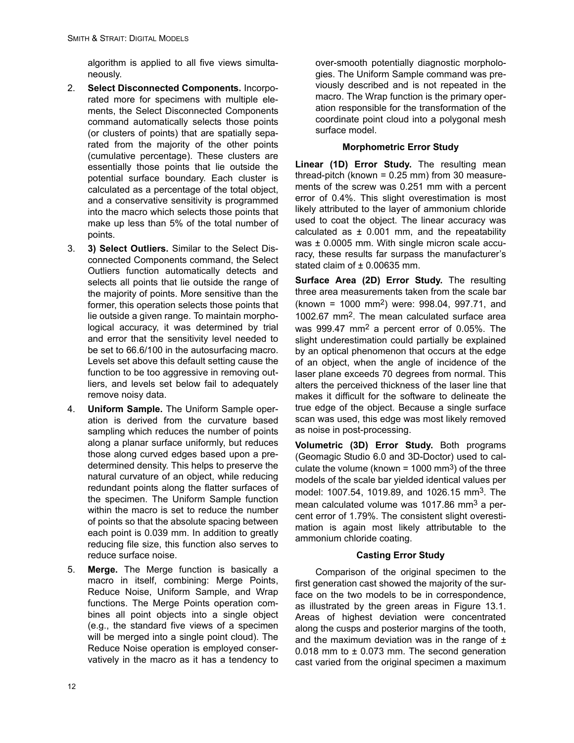algorithm is applied to all five views simultaneously.

2. **Select Disconnected Components.** Incorporated more for specimens with multiple elements, the Select Disconnected Components command automatically selects those points (or clusters of points) that are spatially separated from the majority of the other points (cumulative percentage). These clusters are essentially those points that lie outside the potential surface boundary. Each cluster is calculated as a percentage of the total object, and a conservative sensitivity is programmed into the macro which selects those points that make up less than 5% of the total number of points.
3. **3) Select Outliers.** Similar to the Select Disconnected Components command, the Select Outliers function automatically detects and selects all points that lie outside the range of the majority of points. More sensitive than the former, this operation selects those points that lie outside a given range. To maintain morphological accuracy, it was determined by trial and error that the sensitivity level needed to be set to 66.6/100 in the autosurfacing macro. Levels set above this default setting cause the function to be too aggressive in removing outliers, and levels set below fail to adequately remove noisy data.
4. **Uniform Sample.** The Uniform Sample operation is derived from the curvature based sampling which reduces the number of points along a planar surface uniformly, but reduces those along curved edges based upon a predetermined density. This helps to preserve the natural curvature of an object, while reducing redundant points along the flatter surfaces of the specimen. The Uniform Sample function within the macro is set to reduce the number of points so that the absolute spacing between each point is 0.039 mm. In addition to greatly reducing file size, this function also serves to reduce surface noise.
5. **Merge.** The Merge function is basically a macro in itself, combining: Merge Points, Reduce Noise, Uniform Sample, and Wrap functions. The Merge Points operation combines all point objects into a single object (e.g., the standard five views of a specimen will be merged into a single point cloud). The Reduce Noise operation is employed conservatively in the macro as it has a tendency to over-smooth potentially diagnostic morphologies. The Uniform Sample command was previously described and is not repeated in the macro. The Wrap function is the primary operation responsible for the transformation of the coordinate point cloud into a polygonal mesh surface model.

### Morphometric Error Study

**Linear (1D) Error Study.** The resulting mean thread-pitch (known = 0.25 mm) from 30 measurements of the screw was 0.251 mm with a percent error of 0.4%. This slight overestimation is most likely attributed to the layer of ammonium chloride used to coat the object. The linear accuracy was calculated as ± 0.001 mm, and the repeatability was ± 0.0005 mm. With single micron scale accuracy, these results far surpass the manufacturer's stated claim of ± 0.00635 mm.

**Surface Area (2D) Error Study.** The resulting three area measurements taken from the scale bar (known = 1000 mm$^2$) were: 998.04, 997.71, and 1002.67 mm$^2$. The mean calculated surface area was 999.47 mm$^2$ a percent error of 0.05%. The slight underestimation could partially be explained by an optical phenomenon that occurs at the edge of an object, when the angle of incidence of the laser plane exceeds 70 degrees from normal. This alters the perceived thickness of the laser line that makes it difficult for the software to delineate the true edge of the object. Because a single surface scan was used, this edge was most likely removed as noise in post-processing.

**Volumetric (3D) Error Study.** Both programs (Geomagic Studio 6.0 and 3D-Doctor) used to calculate the volume (known = 1000 mm$^3$) of the three models of the scale bar yielded identical values per model: 1007.54, 1019.89, and 1026.15 mm$^3$. The mean calculated volume was 1017.86 mm$^3$ a percent error of 1.79%. The consistent slight overestimation is again most likely attributable to the ammonium chloride coating.

### Casting Error Study

Comparison of the original specimen to the first generation cast showed the majority of the surface on the two models to be in correspondence, as illustrated by the green areas in Figure 13.1. Areas of highest deviation were concentrated along the cusps and posterior margins of the tooth, and the maximum deviation was in the range of ± 0.018 mm to ± 0.073 mm. The second generation cast varied from the original specimen a maximum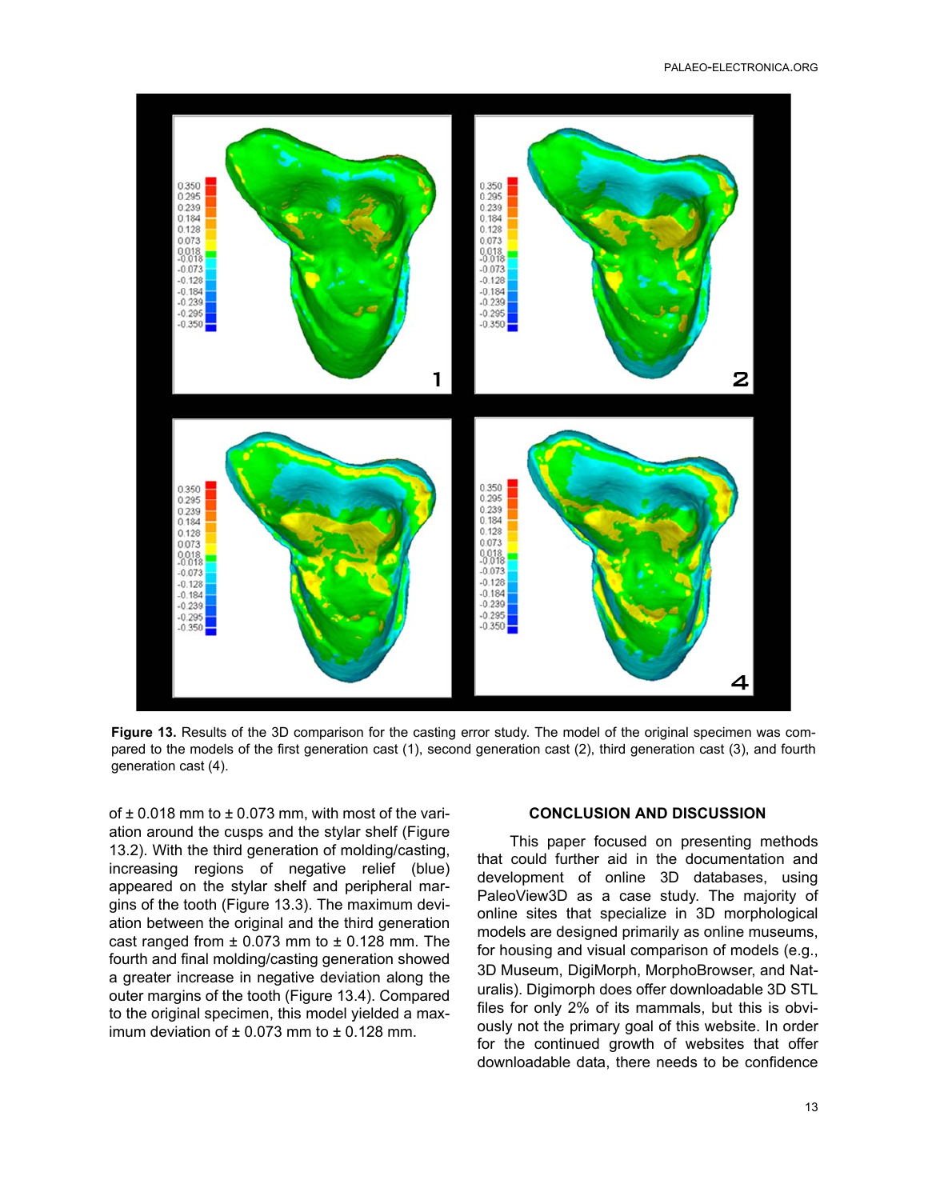Figure 13. Results of the 3D comparison for the casting error study. The model of the original specimen was compared to the models of the first generation cast (1), second generation cast (2), third generation cast (3), and fourth generation cast (4).

of ± 0.018 mm to ± 0.073 mm, with most of the variation around the cusps and the stylar shelf (Figure 13.2). With the third generation of molding/casting, increasing regions of negative relief (blue) appeared on the stylar shelf and peripheral margins of the tooth (Figure 13.3). The maximum deviation between the original and the third generation cast ranged from ± 0.073 mm to ± 0.128 mm. The fourth and final molding/casting generation showed a greater increase in negative deviation along the outer margins of the tooth (Figure 13.4). Compared to the original specimen, this model yielded a maximum deviation of ± 0.073 mm to ± 0.128 mm.

## CONCLUSION AND DISCUSSION

This paper focused on presenting methods that could further aid in the documentation and development of online 3D databases, using PaleoView3D as a case study. The majority of online sites that specialize in 3D morphological models are designed primarily as online museums, for housing and visual comparison of models (e.g., 3D Museum, DigiMorph, MorphoBrowser, and Naturalis). Digimorph does offer downloadable 3D STL files for only 2% of its mammals, but this is obviously not the primary goal of this website. In order for the continued growth of websites that offer downloadable data, there needs to be confidence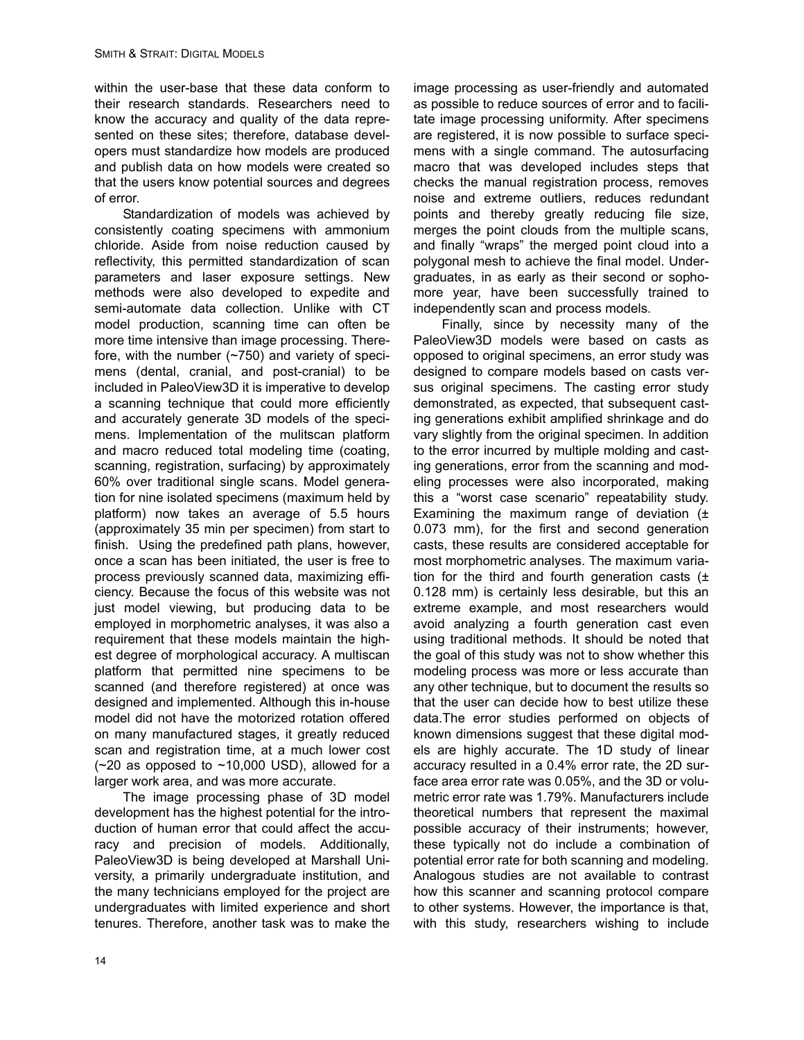within the user-base that these data conform to their research standards. Researchers need to know the accuracy and quality of the data represented on these sites; therefore, database developers must standardize how models are produced and publish data on how models were created so that the users know potential sources and degrees of error.

Standardization of models was achieved by consistently coating specimens with ammonium chloride. Aside from noise reduction caused by reflectivity, this permitted standardization of scan parameters and laser exposure settings. New methods were also developed to expedite and semi-automate data collection. Unlike with CT model production, scanning time can often be more time intensive than image processing. Therefore, with the number (~750) and variety of specimens (dental, cranial, and post-cranial) to be included in PaleoView3D it is imperative to develop a scanning technique that could more efficiently and accurately generate 3D models of the specimens. Implementation of the mulitscan platform and macro reduced total modeling time (coating, scanning, registration, surfacing) by approximately 60% over traditional single scans. Model generation for nine isolated specimens (maximum held by platform) now takes an average of 5.5 hours (approximately 35 min per specimen) from start to finish. Using the predefined path plans, however, once a scan has been initiated, the user is free to process previously scanned data, maximizing efficiency. Because the focus of this website was not just model viewing, but producing data to be employed in morphometric analyses, it was also a requirement that these models maintain the highest degree of morphological accuracy. A multiscan platform that permitted nine specimens to be scanned (and therefore registered) at once was designed and implemented. Although this in-house model did not have the motorized rotation offered on many manufactured stages, it greatly reduced scan and registration time, at a much lower cost (~20 as opposed to ~10,000 USD), allowed for a larger work area, and was more accurate.

The image processing phase of 3D model development has the highest potential for the introduction of human error that could affect the accuracy and precision of models. Additionally, PaleoView3D is being developed at Marshall University, a primarily undergraduate institution, and the many technicians employed for the project are undergraduates with limited experience and short tenures. Therefore, another task was to make the image processing as user-friendly and automated as possible to reduce sources of error and to facilitate image processing uniformity. After specimens are registered, it is now possible to surface specimens with a single command. The autosurfacing macro that was developed includes steps that checks the manual registration process, removes noise and extreme outliers, reduces redundant points and thereby greatly reducing file size, merges the point clouds from the multiple scans, and finally "wraps" the merged point cloud into a polygonal mesh to achieve the final model. Undergraduates, in as early as their second or sophomore year, have been successfully trained to independently scan and process models.

Finally, since by necessity many of the PaleoView3D models were based on casts as opposed to original specimens, an error study was designed to compare models based on casts versus original specimens. The casting error study demonstrated, as expected, that subsequent casting generations exhibit amplified shrinkage and do vary slightly from the original specimen. In addition to the error incurred by multiple molding and casting generations, error from the scanning and modeling processes were also incorporated, making this a "worst case scenario" repeatability study. Examining the maximum range of deviation (± 0.073 mm), for the first and second generation casts, these results are considered acceptable for most morphometric analyses. The maximum variation for the third and fourth generation casts (± 0.128 mm) is certainly less desirable, but this an extreme example, and most researchers would avoid analyzing a fourth generation cast even using traditional methods. It should be noted that the goal of this study was not to show whether this modeling process was more or less accurate than any other technique, but to document the results so that the user can decide how to best utilize these data.The error studies performed on objects of known dimensions suggest that these digital models are highly accurate. The 1D study of linear accuracy resulted in a 0.4% error rate, the 2D surface area error rate was 0.05%, and the 3D or volumetric error rate was 1.79%. Manufacturers include theoretical numbers that represent the maximal possible accuracy of their instruments; however, these typically not do include a combination of potential error rate for both scanning and modeling. Analogous studies are not available to contrast how this scanner and scanning protocol compare to other systems. However, the importance is that, with this study, researchers wishing to include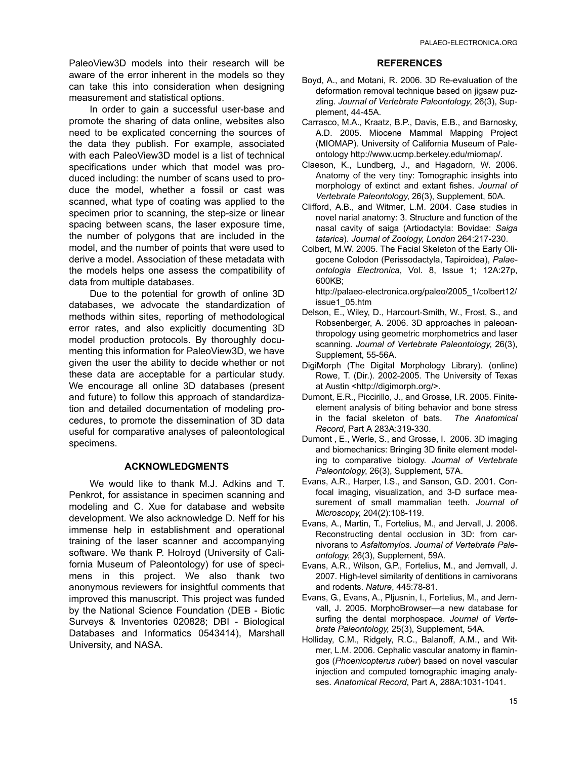PaleoView3D models into their research will be aware of the error inherent in the models so they can take this into consideration when designing measurement and statistical options.

In order to gain a successful user-base and promote the sharing of data online, websites also need to be explicated concerning the sources of the data they publish. For example, associated with each PaleoView3D model is a list of technical specifications under which that model was produced including: the number of scans used to produce the model, whether a fossil or cast was scanned, what type of coating was applied to the specimen prior to scanning, the step-size or linear spacing between scans, the laser exposure time, the number of polygons that are included in the model, and the number of points that were used to derive a model. Association of these metadata with the models helps one assess the compatibility of data from multiple databases.

Due to the potential for growth of online 3D databases, we advocate the standardization of methods within sites, reporting of methodological error rates, and also explicitly documenting 3D model production protocols. By thoroughly documenting this information for PaleoView3D, we have given the user the ability to decide whether or not these data are acceptable for a particular study. We encourage all online 3D databases (present and future) to follow this approach of standardization and detailed documentation of modeling procedures, to promote the dissemination of 3D data useful for comparative analyses of paleontological specimens.

## ACKNOWLEDGMENTS

We would like to thank M.J. Adkins and T. Penkrot, for assistance in specimen scanning and modeling and C. Xue for database and website development. We also acknowledge D. Neff for his immense help in establishment and operational training of the laser scanner and accompanying software. We thank P. Holroyd (University of California Museum of Paleontology) for use of specimens in this project. We also thank two anonymous reviewers for insightful comments that improved this manuscript. This project was funded by the National Science Foundation (DEB - Biotic Surveys & Inventories 020828; DBI - Biological Databases and Informatics 0543414), Marshall University, and NASA.

## REFERENCES

Boyd, A., and Motani, R. 2006. 3D Re-evaluation of the deformation removal technique based on jigsaw puzzling. *Journal of Vertebrate Paleontology*, 26(3), Supplement, 44-45A.

Carrasco, M.A., Kraatz, B.P., Davis, E.B., and Barnosky, A.D. 2005. Miocene Mammal Mapping Project (MIOMAP). University of California Museum of Paleontology http://www.ucmp.berkeley.edu/miomap/.

Claeson, K., Lundberg, J., and Hagadorn, W. 2006. Anatomy of the very tiny: Tomographic insights into morphology of extinct and extant fishes. *Journal of Vertebrate Paleontology*, 26(3), Supplement, 50A.

Clifford, A.B., and Witmer, L.M. 2004. Case studies in novel narial anatomy: 3. Structure and function of the nasal cavity of saiga (Artiodactyla: Bovidae: *Saiga tatarica*). *Journal of Zoology, London* 264:217-230.

Colbert, M.W. 2005. The Facial Skeleton of the Early Oligocene Colodon (Perissodactyla, Tapiroidea), *Palaeontologia Electronica*, Vol. 8, Issue 1; 12A:27p, 600KB; http://palaeo-electronica.org/paleo/2005_1/colbert12/issue1_05.htm

Delson, E., Wiley, D., Harcourt-Smith, W., Frost, S., and Robsenberger, A. 2006. 3D approaches in paleoanthropology using geometric morphometrics and laser scanning. *Journal of Vertebrate Paleontology*, 26(3), Supplement, 55-56A.

DigiMorph (The Digital Morphology Library). (online) Rowe, T. (Dir.). 2002-2005. The University of Texas at Austin <http://digimorph.org/>.

Dumont, E.R., Piccirillo, J., and Grosse, I.R. 2005. Finite-element analysis of biting behavior and bone stress in the facial skeleton of bats. *The Anatomical Record*, Part A 283A:319-330.

Dumont , E., Werle, S., and Grosse, I. 2006. 3D imaging and biomechanics: Bringing 3D finite element modeling to comparative biology. *Journal of Vertebrate Paleontology*, 26(3), Supplement, 57A.

Evans, A.R., Harper, I.S., and Sanson, G.D. 2001. Confocal imaging, visualization, and 3-D surface measurement of small mammalian teeth. *Journal of Microscopy*, 204(2):108-119.

Evans, A., Martin, T., Fortelius, M., and Jervall, J. 2006. Reconstructing dental occlusion in 3D: from carnivorans to *Asfaltomylos*. *Journal of Vertebrate Paleontology*, 26(3), Supplement, 59A.

Evans, A.R., Wilson, G.P., Fortelius, M., and Jernvall, J. 2007. High-level similarity of dentitions in carnivorans and rodents. *Nature*, 445:78-81.

Evans, G., Evans, A., Pljusnin, I., Fortelius, M., and Jernvall, J. 2005. MorphoBrowser—a new database for surfing the dental morphospace. *Journal of Vertebrate Paleontology,* 25(3), Supplement, 54A.

Holliday, C.M., Ridgely, R.C., Balanoff, A.M., and Witmer, L.M. 2006. Cephalic vascular anatomy in flamingos (*Phoenicopterus ruber*) based on novel vascular injection and computed tomographic imaging analyses. *Anatomical Record*, Part A, 288A:1031-1041.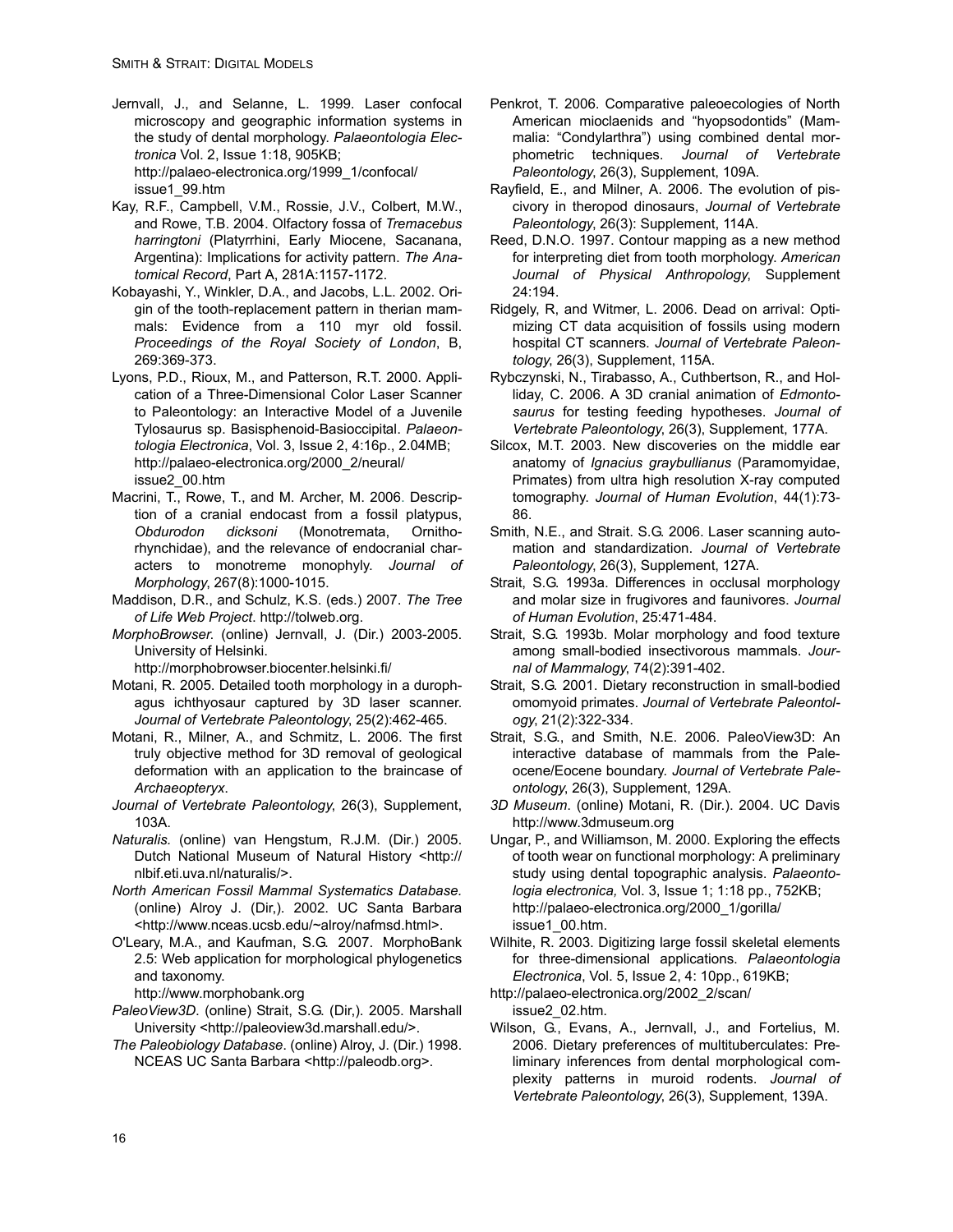Jernvall, J., and Selanne, L. 1999. Laser confocal microscopy and geographic information systems in the study of dental morphology. *Palaeontologia Electronica* Vol. 2, Issue 1:18, 905KB; http://palaeo-electronica.org/1999_1/confocal/issue1_99.htm

Kay, R.F., Campbell, V.M., Rossie, J.V., Colbert, M.W., and Rowe, T.B. 2004. Olfactory fossa of *Tremacebus harringtoni* (Platyrrhini, Early Miocene, Sacanana, Argentina): Implications for activity pattern. *The Anatomical Record*, Part A, 281A:1157-1172.

Kobayashi, Y., Winkler, D.A., and Jacobs, L.L. 2002. Origin of the tooth-replacement pattern in therian mammals: Evidence from a 110 myr old fossil. *Proceedings of the Royal Society of London*, B, 269:369-373.

Lyons, P.D., Rioux, M., and Patterson, R.T. 2000. Application of a Three-Dimensional Color Laser Scanner to Paleontology: an Interactive Model of a Juvenile Tylosaurus sp. Basisphenoid-Basioccipital. *Palaeontologia Electronica*, Vol. 3, Issue 2, 4:16p., 2.04MB; http://palaeo-electronica.org/2000_2/neural/issue2_00.htm

Macrini, T., Rowe, T., and M. Archer, M. 2006. Description of a cranial endocast from a fossil platypus, *Obdurodon dicksoni* (Monotremata, Ornithorhynchidae), and the relevance of endocranial characters to monotreme monophyly. *Journal of Morphology*, 267(8):1000-1015.

Maddison, D.R., and Schulz, K.S. (eds.) 2007. *The Tree of Life Web Project*. http://tolweb.org.

*MorphoBrowser*. (online) Jernvall, J. (Dir.) 2003-2005. University of Helsinki. http://morphobrowser.biocenter.helsinki.fi/

Motani, R. 2005. Detailed tooth morphology in a durophagus ichthyosaur captured by 3D laser scanner. *Journal of Vertebrate Paleontology*, 25(2):462-465.

Motani, R., Milner, A., and Schmitz, L. 2006. The first truly objective method for 3D removal of geological deformation with an application to the braincase of *Archaeopteryx*.

*Journal of Vertebrate Paleontology*, 26(3), Supplement, 103A.

*Naturalis.* (online) van Hengstum, R.J.M. (Dir.) 2005. Dutch National Museum of Natural History <http://nlbif.eti.uva.nl/naturalis/>.

*North American Fossil Mammal Systematics Database.* (online) Alroy J. (Dir,). 2002. UC Santa Barbara <http://www.nceas.ucsb.edu/~alroy/nafmsd.html>.

O'Leary, M.A., and Kaufman, S.G. 2007. MorphoBank 2.5: Web application for morphological phylogenetics and taxonomy. http://www.morphobank.org

*PaleoView3D*. (online) Strait, S.G. (Dir,). 2005. Marshall University <http://paleoview3d.marshall.edu/>.

*The Paleobiology Database*. (online) Alroy, J. (Dir.) 1998. NCEAS UC Santa Barbara <http://paleodb.org>.

Penkrot, T. 2006. Comparative paleoecologies of North American mioclaenids and "hyopsodontids" (Mammalia: "Condylarthra") using combined dental morphometric techniques. *Journal of Vertebrate Paleontology*, 26(3), Supplement, 109A.

Rayfield, E., and Milner, A. 2006. The evolution of piscivory in theropod dinosaurs, *Journal of Vertebrate Paleontology*, 26(3): Supplement, 114A.

Reed, D.N.O. 1997. Contour mapping as a new method for interpreting diet from tooth morphology. *American Journal of Physical Anthropology*, Supplement 24:194.

Ridgely, R, and Witmer, L. 2006. Dead on arrival: Optimizing CT data acquisition of fossils using modern hospital CT scanners. *Journal of Vertebrate Paleontology*, 26(3), Supplement, 115A.

Rybczynski, N., Tirabasso, A., Cuthbertson, R., and Holliday, C. 2006. A 3D cranial animation of *Edmontosaurus* for testing feeding hypotheses. *Journal of Vertebrate Paleontology*, 26(3), Supplement, 177A.

Silcox, M.T. 2003. New discoveries on the middle ear anatomy of *Ignacius graybullianus* (Paramomyidae, Primates) from ultra high resolution X-ray computed tomography. *Journal of Human Evolution*, 44(1):73-86.

Smith, N.E., and Strait. S.G. 2006. Laser scanning automation and standardization. *Journal of Vertebrate Paleontology*, 26(3), Supplement, 127A.

Strait, S.G. 1993a. Differences in occlusal morphology and molar size in frugivores and faunivores. *Journal of Human Evolution*, 25:471-484.

Strait, S.G. 1993b. Molar morphology and food texture among small-bodied insectivorous mammals. *Journal of Mammalogy*, 74(2):391-402.

Strait, S.G. 2001. Dietary reconstruction in small-bodied omomyoid primates. *Journal of Vertebrate Paleontology*, 21(2):322-334.

Strait, S.G., and Smith, N.E. 2006. PaleoView3D: An interactive database of mammals from the Paleocene/Eocene boundary. *Journal of Vertebrate Paleontology*, 26(3), Supplement, 129A.

*3D Museum*. (online) Motani, R. (Dir.). 2004. UC Davis http://www.3dmuseum.org

Ungar, P., and Williamson, M. 2000. Exploring the effects of tooth wear on functional morphology: A preliminary study using dental topographic analysis. *Palaeontologia electronica,* Vol. 3, Issue 1; 1:18 pp., 752KB; http://palaeo-electronica.org/2000_1/gorilla/issue1_00.htm.

Wilhite, R. 2003. Digitizing large fossil skeletal elements for three-dimensional applications. *Palaeontologia Electronica*, Vol. 5, Issue 2, 4: 10pp., 619KB;

http://palaeo-electronica.org/2002_2/scan/issue2_02.htm.

Wilson, G., Evans, A., Jernvall, J., and Fortelius, M. 2006. Dietary preferences of multituberculates: Preliminary inferences from dental morphological complexity patterns in muroid rodents. *Journal of Vertebrate Paleontology*, 26(3), Supplement, 139A.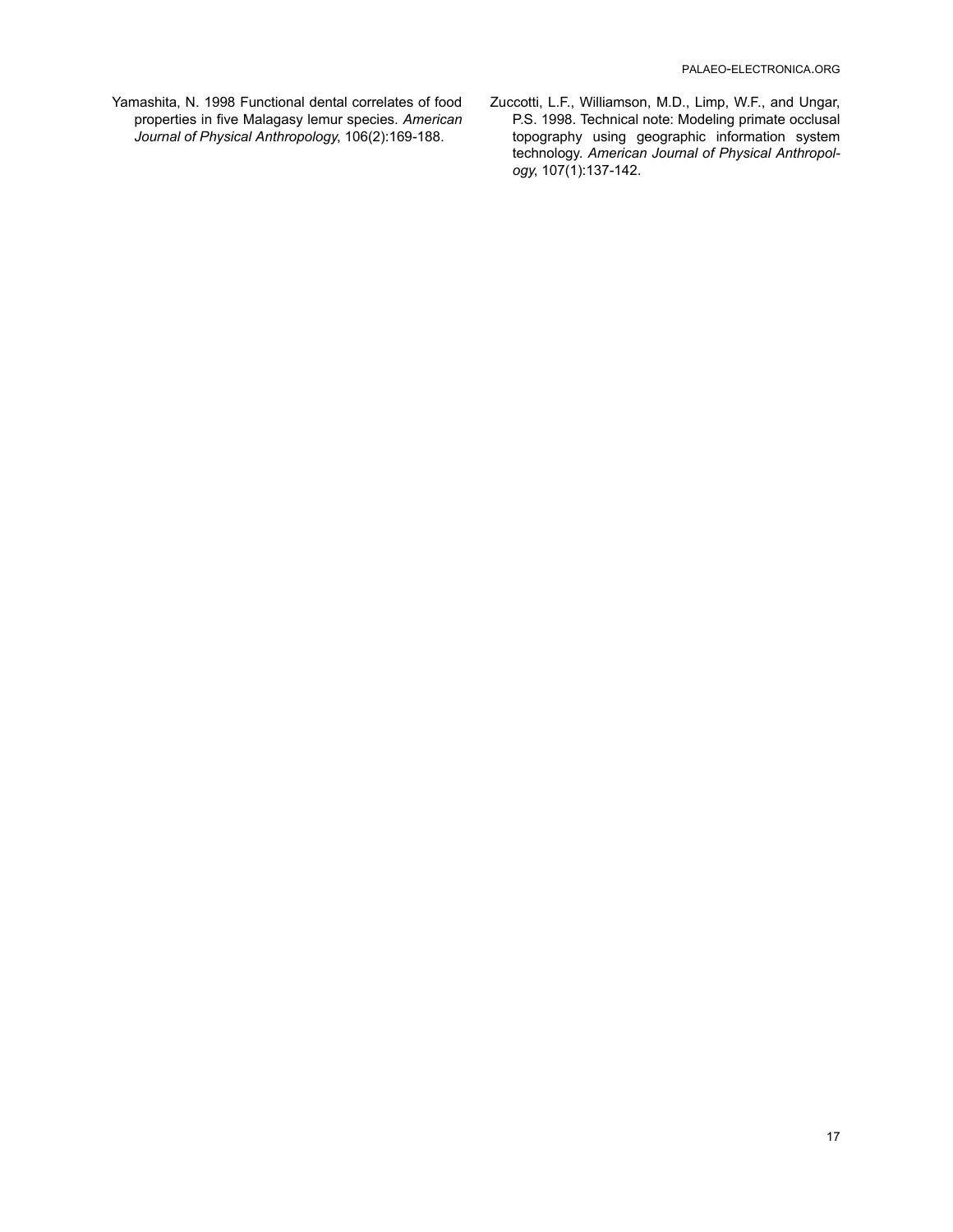Yamashita, N. 1998 Functional dental correlates of food properties in five Malagasy lemur species. *American Journal of Physical Anthropology*, 106(2):169-188.

Zuccotti, L.F., Williamson, M.D., Limp, W.F., and Ungar, P.S. 1998. Technical note: Modeling primate occlusal topography using geographic information system technology. *American Journal of Physical Anthropology*, 107(1):137-142.